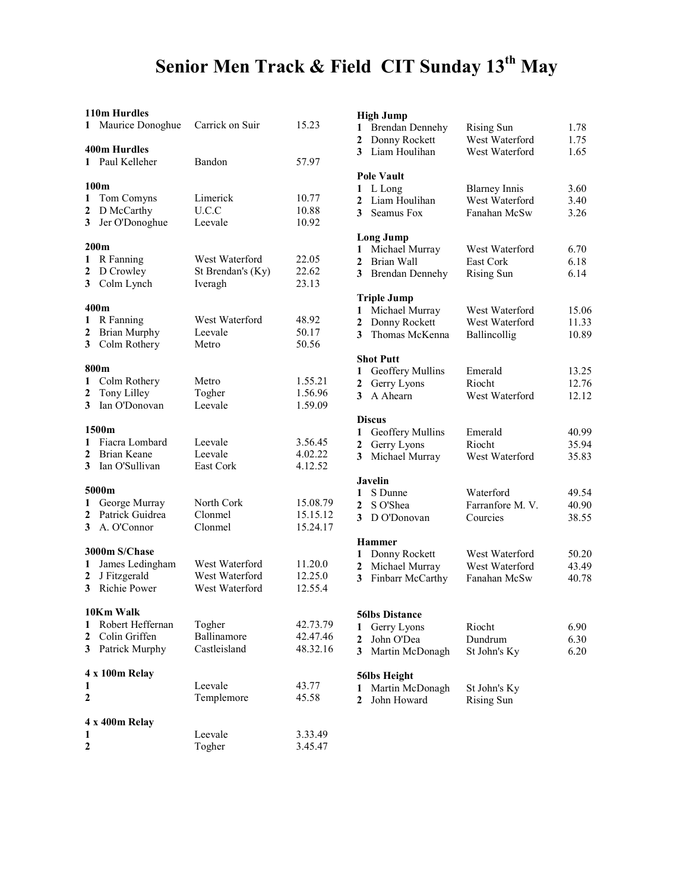# Senior Men Track & Field CIT Sunday 13th May

### 110m Hurdles

| | | | |
|---|---|---|---|
| 1 | Maurice Donoghue | Carrick on Suir | 15.23 |

### 400m Hurdles

| | | | |
|---|---|---|---|
| 1 | Paul Kelleher | Bandon | 57.97 |

### 100m

| | | | |
|---|---|---|---|
| 1 | Tom Comyns | Limerick | 10.77 |
| 2 | D McCarthy | U.C.C | 10.88 |
| 3 | Jer O'Donoghue | Leevale | 10.92 |

### 200m

| | | | |
|---|---|---|---|
| 1 | R Fanning | West Waterford | 22.05 |
| 2 | D Crowley | St Brendan's (Ky) | 22.62 |
| 3 | Colm Lynch | Iveragh | 23.13 |

### 400m

| | | | |
|---|---|---|---|
| 1 | R Fanning | West Waterford | 48.92 |
| 2 | Brian Murphy | Leevale | 50.17 |
| 3 | Colm Rothery | Metro | 50.56 |

### 800m

| | | | |
|---|---|---|---|
| 1 | Colm Rothery | Metro | 1.55.21 |
| 2 | Tony Lilley | Togher | 1.56.96 |
| 3 | Ian O'Donovan | Leevale | 1.59.09 |

### 1500m

| | | | |
|---|---|---|---|
| 1 | Fiacra Lombard | Leevale | 3.56.45 |
| 2 | Brian Keane | Leevale | 4.02.22 |
| 3 | Ian O'Sullivan | East Cork | 4.12.52 |

### 5000m

| | | | |
|---|---|---|---|
| 1 | George Murray | North Cork | 15.08.79 |
| 2 | Patrick Guidrea | Clonmel | 15.15.12 |
| 3 | A. O'Connor | Clonmel | 15.24.17 |

### 3000m S/Chase

| | | | |
|---|---|---|---|
| 1 | James Ledingham | West Waterford | 11.20.0 |
| 2 | J Fitzgerald | West Waterford | 12.25.0 |
| 3 | Richie Power | West Waterford | 12.55.4 |

### 10Km Walk

| | | | |
|---|---|---|---|
| 1 | Robert Heffernan | Togher | 42.73.79 |
| 2 | Colin Griffen | Ballinamore | 42.47.46 |
| 3 | Patrick Murphy | Castleisland | 48.32.16 |

### 4 x 100m Relay

| | | | |
|---|---|---|---|
| 1 | | Leevale | 43.77 |
| 2 | | Templemore | 45.58 |

### 4 x 400m Relay

| | | | |
|---|---|---|---|
| 1 | | Leevale | 3.33.49 |
| 2 | | Togher | 3.45.47 |

### High Jump

| | | | |
|---|---|---|---|
| 1 | Brendan Dennehy | Rising Sun | 1.78 |
| 2 | Donny Rockett | West Waterford | 1.75 |
| 3 | Liam Houlihan | West Waterford | 1.65 |

### Pole Vault

| | | | |
|---|---|---|---|
| 1 | L Long | Blarney Innis | 3.60 |
| 2 | Liam Houlihan | West Waterford | 3.40 |
| 3 | Seamus Fox | Fanahan McSw | 3.26 |

### Long Jump

| | | | |
|---|---|---|---|
| 1 | Michael Murray | West Waterford | 6.70 |
| 2 | Brian Wall | East Cork | 6.18 |
| 3 | Brendan Dennehy | Rising Sun | 6.14 |

### Triple Jump

| | | | |
|---|---|---|---|
| 1 | Michael Murray | West Waterford | 15.06 |
| 2 | Donny Rockett | West Waterford | 11.33 |
| 3 | Thomas McKenna | Ballincollig | 10.89 |

### Shot Putt

| | | | |
|---|---|---|---|
| 1 | Geoffery Mullins | Emerald | 13.25 |
| 2 | Gerry Lyons | Riocht | 12.76 |
| 3 | A Ahearn | West Waterford | 12.12 |

### Discus

| | | | |
|---|---|---|---|
| 1 | Geoffery Mullins | Emerald | 40.99 |
| 2 | Gerry Lyons | Riocht | 35.94 |
| 3 | Michael Murray | West Waterford | 35.83 |

### Javelin

| | | | |
|---|---|---|---|
| 1 | S Dunne | Waterford | 49.54 |
| 2 | S O'Shea | Farranfore M. V. | 40.90 |
| 3 | D O'Donovan | Courcies | 38.55 |

### Hammer

| | | | |
|---|---|---|---|
| 1 | Donny Rockett | West Waterford | 50.20 |
| 2 | Michael Murray | West Waterford | 43.49 |
| 3 | Finbarr McCarthy | Fanahan McSw | 40.78 |

### 56lbs Distance

| | | | |
|---|---|---|---|
| 1 | Gerry Lyons | Riocht | 6.90 |
| 2 | John O'Dea | Dundrum | 6.30 |
| 3 | Martin McDonagh | St John's Ky | 6.20 |

### 56lbs Height

| | | | |
|---|---|---|---|
| 1 | Martin McDonagh | St John's Ky | |
| 2 | John Howard | Rising Sun | |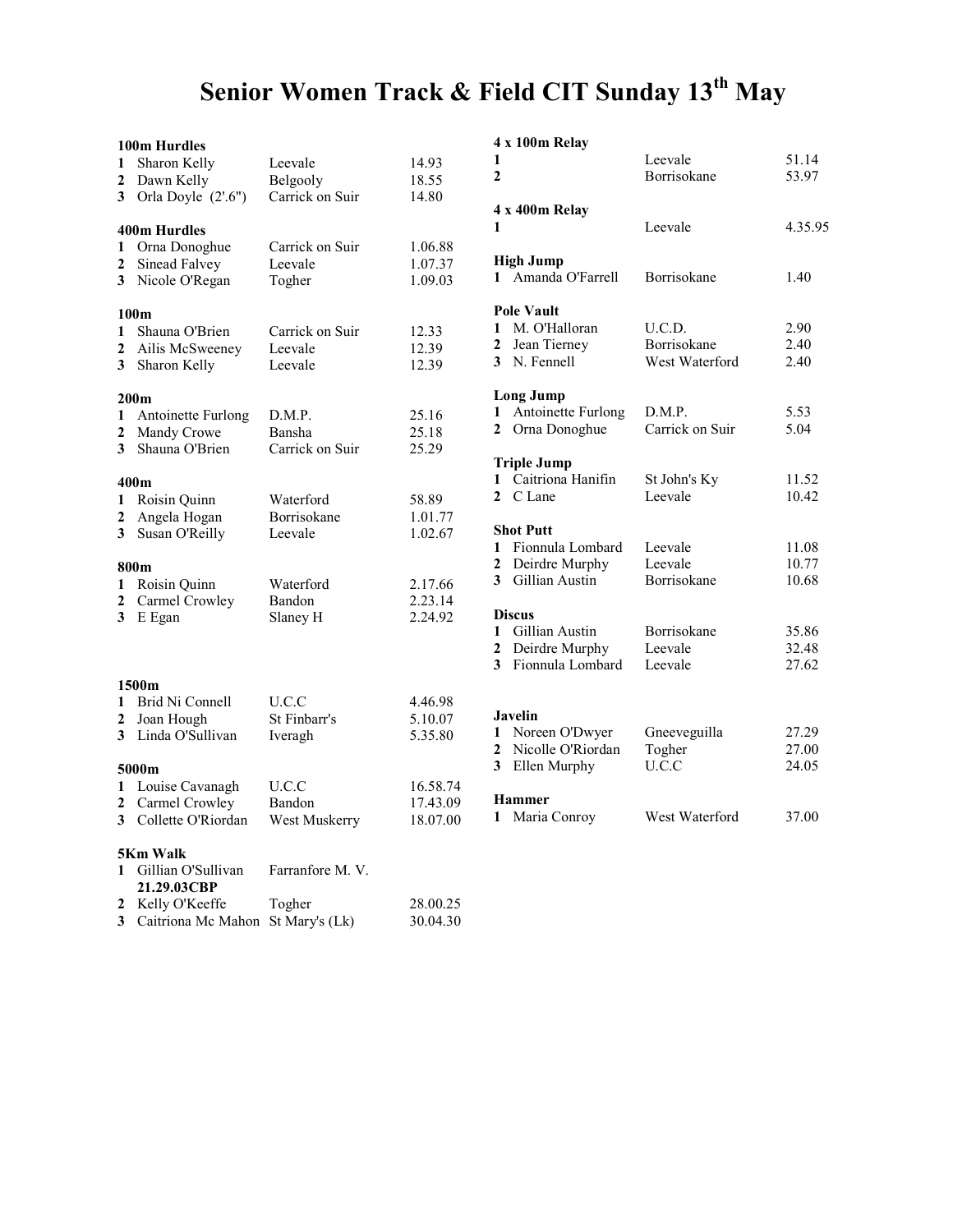# Senior Women Track & Field CIT Sunday 13th May

**100m Hurdles**

| | | | |
|---|---|---|---|
| **1** | Sharon Kelly | Leevale | 14.93 |
| **2** | Dawn Kelly | Belgooly | 18.55 |
| **3** | Orla Doyle (2'.6") | Carrick on Suir | 14.80 |

**400m Hurdles**

| | | | |
|---|---|---|---|
| **1** | Orna Donoghue | Carrick on Suir | 1.06.88 |
| **2** | Sinead Falvey | Leevale | 1.07.37 |
| **3** | Nicole O'Regan | Togher | 1.09.03 |

**100m**

| | | | |
|---|---|---|---|
| **1** | Shauna O'Brien | Carrick on Suir | 12.33 |
| **2** | Ailis McSweeney | Leevale | 12.39 |
| **3** | Sharon Kelly | Leevale | 12.39 |

**200m**

| | | | |
|---|---|---|---|
| **1** | Antoinette Furlong | D.M.P. | 25.16 |
| **2** | Mandy Crowe | Bansha | 25.18 |
| **3** | Shauna O'Brien | Carrick on Suir | 25.29 |

**400m**

| | | | |
|---|---|---|---|
| **1** | Roisin Quinn | Waterford | 58.89 |
| **2** | Angela Hogan | Borrisokane | 1.01.77 |
| **3** | Susan O'Reilly | Leevale | 1.02.67 |

**800m**

| | | | |
|---|---|---|---|
| **1** | Roisin Quinn | Waterford | 2.17.66 |
| **2** | Carmel Crowley | Bandon | 2.23.14 |
| **3** | E Egan | Slaney H | 2.24.92 |

**1500m**

| | | | |
|---|---|---|---|
| **1** | Brid Ni Connell | U.C.C | 4.46.98 |
| **2** | Joan Hough | St Finbarr's | 5.10.07 |
| **3** | Linda O'Sullivan | Iveragh | 5.35.80 |

**5000m**

| | | | |
|---|---|---|---|
| **1** | Louise Cavanagh | U.C.C | 16.58.74 |
| **2** | Carmel Crowley | Bandon | 17.43.09 |
| **3** | Collette O'Riordan | West Muskerry | 18.07.00 |

**5Km Walk**

| | | | |
|---|---|---|---|
| **1** | Gillian O'Sullivan **21.29.03CBP** | Farranfore M. V. | |
| **2** | Kelly O'Keeffe | Togher | 28.00.25 |
| **3** | Caitriona Mc Mahon | St Mary's (Lk) | 30.04.30 |

**4 x 100m Relay**

| | | | |
|---|---|---|---|
| **1** | | Leevale | 51.14 |
| **2** | | Borrisokane | 53.97 |

**4 x 400m Relay**

| | | | |
|---|---|---|---|
| **1** | | Leevale | 4.35.95 |

**High Jump**

| | | | |
|---|---|---|---|
| **1** | Amanda O'Farrell | Borrisokane | 1.40 |

**Pole Vault**

| | | | |
|---|---|---|---|
| **1** | M. O'Halloran | U.C.D. | 2.90 |
| **2** | Jean Tierney | Borrisokane | 2.40 |
| **3** | N. Fennell | West Waterford | 2.40 |

**Long Jump**

| | | | |
|---|---|---|---|
| **1** | Antoinette Furlong | D.M.P. | 5.53 |
| **2** | Orna Donoghue | Carrick on Suir | 5.04 |

**Triple Jump**

| | | | |
|---|---|---|---|
| **1** | Caitriona Hanifin | St John's Ky | 11.52 |
| **2** | C Lane | Leevale | 10.42 |

**Shot Putt**

| | | | |
|---|---|---|---|
| **1** | Fionnula Lombard | Leevale | 11.08 |
| **2** | Deirdre Murphy | Leevale | 10.77 |
| **3** | Gillian Austin | Borrisokane | 10.68 |

**Discus**

| | | | |
|---|---|---|---|
| **1** | Gillian Austin | Borrisokane | 35.86 |
| **2** | Deirdre Murphy | Leevale | 32.48 |
| **3** | Fionnula Lombard | Leevale | 27.62 |

**Javelin**

| | | | |
|---|---|---|---|
| **1** | Noreen O'Dwyer | Gneeveguilla | 27.29 |
| **2** | Nicolle O'Riordan | Togher | 27.00 |
| **3** | Ellen Murphy | U.C.C | 24.05 |

**Hammer**

| | | | |
|---|---|---|---|
| **1** | Maria Conroy | West Waterford | 37.00 |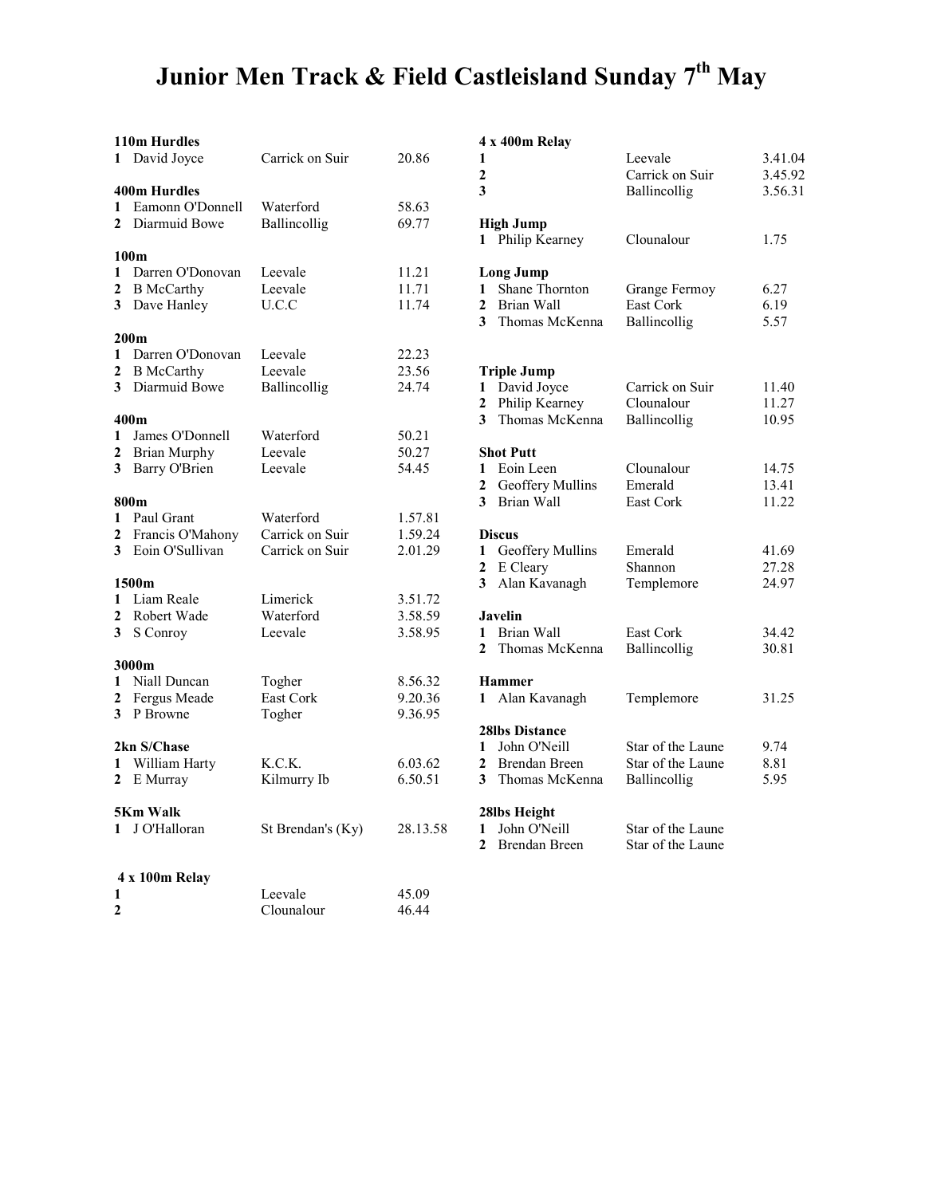# Junior Men Track & Field Castleisland Sunday 7th May

### 110m Hurdles

| | | | |
|---|---|---|---|
| 1 | David Joyce | Carrick on Suir | 20.86 |

### 400m Hurdles

| | | | |
|---|---|---|---|
| 1 | Eamonn O'Donnell | Waterford | 58.63 |
| 2 | Diarmuid Bowe | Ballincollig | 69.77 |

### 100m

| | | | |
|---|---|---|---|
| 1 | Darren O'Donovan | Leevale | 11.21 |
| 2 | B McCarthy | Leevale | 11.71 |
| 3 | Dave Hanley | U.C.C | 11.74 |

### 200m

| | | | |
|---|---|---|---|
| 1 | Darren O'Donovan | Leevale | 22.23 |
| 2 | B McCarthy | Leevale | 23.56 |
| 3 | Diarmuid Bowe | Ballincollig | 24.74 |

### 400m

| | | | |
|---|---|---|---|
| 1 | James O'Donnell | Waterford | 50.21 |
| 2 | Brian Murphy | Leevale | 50.27 |
| 3 | Barry O'Brien | Leevale | 54.45 |

### 800m

| | | | |
|---|---|---|---|
| 1 | Paul Grant | Waterford | 1.57.81 |
| 2 | Francis O'Mahony | Carrick on Suir | 1.59.24 |
| 3 | Eoin O'Sullivan | Carrick on Suir | 2.01.29 |

### 1500m

| | | | |
|---|---|---|---|
| 1 | Liam Reale | Limerick | 3.51.72 |
| 2 | Robert Wade | Waterford | 3.58.59 |
| 3 | S Conroy | Leevale | 3.58.95 |

### 3000m

| | | | |
|---|---|---|---|
| 1 | Niall Duncan | Togher | 8.56.32 |
| 2 | Fergus Meade | East Cork | 9.20.36 |
| 3 | P Browne | Togher | 9.36.95 |

### 2kn S/Chase

| | | | |
|---|---|---|---|
| 1 | William Harty | K.C.K. | 6.03.62 |
| 2 | E Murray | Kilmurry Ib | 6.50.51 |

### 5Km Walk

| | | | |
|---|---|---|---|
| 1 | J O'Halloran | St Brendan's (Ky) | 28.13.58 |

### 4 x 100m Relay

| | | | |
|---|---|---|---|
| 1 | | Leevale | 45.09 |
| 2 | | Clounalour | 46.44 |

### 4 x 400m Relay

| | | | |
|---|---|---|---|
| 1 | | Leevale | 3.41.04 |
| 2 | | Carrick on Suir | 3.45.92 |
| 3 | | Ballincollig | 3.56.31 |

### High Jump

| | | | |
|---|---|---|---|
| 1 | Philip Kearney | Clounalour | 1.75 |

### Long Jump

| | | | |
|---|---|---|---|
| 1 | Shane Thornton | Grange Fermoy | 6.27 |
| 2 | Brian Wall | East Cork | 6.19 |
| 3 | Thomas McKenna | Ballincollig | 5.57 |

### Triple Jump

| | | | |
|---|---|---|---|
| 1 | David Joyce | Carrick on Suir | 11.40 |
| 2 | Philip Kearney | Clounalour | 11.27 |
| 3 | Thomas McKenna | Ballincollig | 10.95 |

### Shot Putt

| | | | |
|---|---|---|---|
| 1 | Eoin Leen | Clounalour | 14.75 |
| 2 | Geoffery Mullins | Emerald | 13.41 |
| 3 | Brian Wall | East Cork | 11.22 |

### Discus

| | | | |
|---|---|---|---|
| 1 | Geoffery Mullins | Emerald | 41.69 |
| 2 | E Cleary | Shannon | 27.28 |
| 3 | Alan Kavanagh | Templemore | 24.97 |

### Javelin

| | | | |
|---|---|---|---|
| 1 | Brian Wall | East Cork | 34.42 |
| 2 | Thomas McKenna | Ballincollig | 30.81 |

### Hammer

| | | | |
|---|---|---|---|
| 1 | Alan Kavanagh | Templemore | 31.25 |

### 28lbs Distance

| | | | |
|---|---|---|---|
| 1 | John O'Neill | Star of the Laune | 9.74 |
| 2 | Brendan Breen | Star of the Laune | 8.81 |
| 3 | Thomas McKenna | Ballincollig | 5.95 |

### 28lbs Height

| | | | |
|---|---|---|---|
| 1 | John O'Neill | Star of the Laune | |
| 2 | Brendan Breen | Star of the Laune | |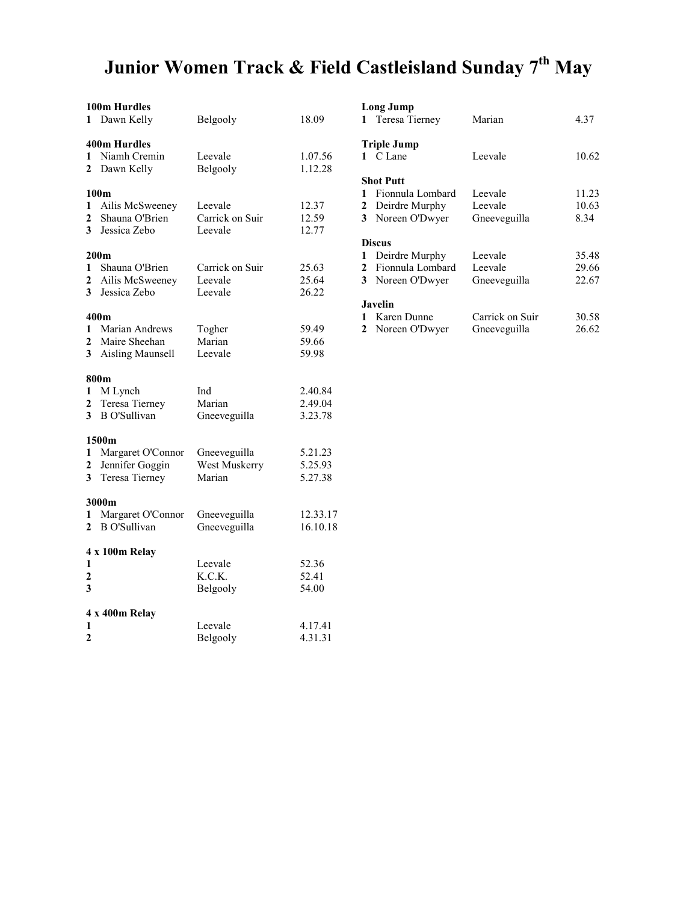# Junior Women Track & Field Castleisland Sunday 7th May

### 100m Hurdles

| | | | |
|---|---|---|---|
| 1 | Dawn Kelly | Belgooly | 18.09 |

### 400m Hurdles

| | | | |
|---|---|---|---|
| 1 | Niamh Cremin | Leevale | 1.07.56 |
| 2 | Dawn Kelly | Belgooly | 1.12.28 |

### 100m

| | | | |
|---|---|---|---|
| 1 | Ailis McSweeney | Leevale | 12.37 |
| 2 | Shauna O'Brien | Carrick on Suir | 12.59 |
| 3 | Jessica Zebo | Leevale | 12.77 |

### 200m

| | | | |
|---|---|---|---|
| 1 | Shauna O'Brien | Carrick on Suir | 25.63 |
| 2 | Ailis McSweeney | Leevale | 25.64 |
| 3 | Jessica Zebo | Leevale | 26.22 |

### 400m

| | | | |
|---|---|---|---|
| 1 | Marian Andrews | Togher | 59.49 |
| 2 | Maire Sheehan | Marian | 59.66 |
| 3 | Aisling Maunsell | Leevale | 59.98 |

### 800m

| | | | |
|---|---|---|---|
| 1 | M Lynch | Ind | 2.40.84 |
| 2 | Teresa Tierney | Marian | 2.49.04 |
| 3 | B O'Sullivan | Gneeveguilla | 3.23.78 |

### 1500m

| | | | |
|---|---|---|---|
| 1 | Margaret O'Connor | Gneeveguilla | 5.21.23 |
| 2 | Jennifer Goggin | West Muskerry | 5.25.93 |
| 3 | Teresa Tierney | Marian | 5.27.38 |

### 3000m

| | | | |
|---|---|---|---|
| 1 | Margaret O'Connor | Gneeveguilla | 12.33.17 |
| 2 | B O'Sullivan | Gneeveguilla | 16.10.18 |

### 4 x 100m Relay

| | | | |
|---|---|---|---|
| 1 | | Leevale | 52.36 |
| 2 | | K.C.K. | 52.41 |
| 3 | | Belgooly | 54.00 |

### 4 x 400m Relay

| | | | |
|---|---|---|---|
| 1 | | Leevale | 4.17.41 |
| 2 | | Belgooly | 4.31.31 |

### Long Jump

| | | | |
|---|---|---|---|
| 1 | Teresa Tierney | Marian | 4.37 |

### Triple Jump

| | | | |
|---|---|---|---|
| 1 | C Lane | Leevale | 10.62 |

### Shot Putt

| | | | |
|---|---|---|---|
| 1 | Fionnula Lombard | Leevale | 11.23 |
| 2 | Deirdre Murphy | Leevale | 10.63 |
| 3 | Noreen O'Dwyer | Gneeveguilla | 8.34 |

### Discus

| | | | |
|---|---|---|---|
| 1 | Deirdre Murphy | Leevale | 35.48 |
| 2 | Fionnula Lombard | Leevale | 29.66 |
| 3 | Noreen O'Dwyer | Gneeveguilla | 22.67 |

### Javelin

| | | | |
|---|---|---|---|
| 1 | Karen Dunne | Carrick on Suir | 30.58 |
| 2 | Noreen O'Dwyer | Gneeveguilla | 26.62 |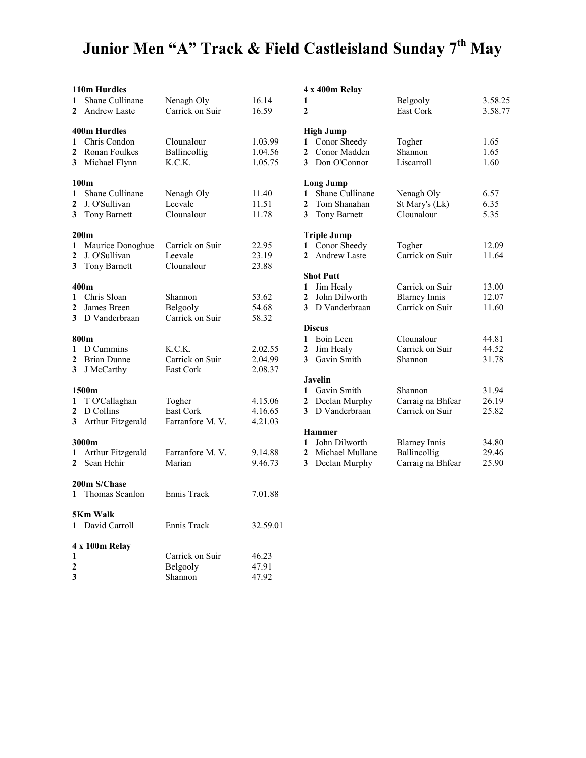# Junior Men "A" Track & Field Castleisland Sunday 7th May

### 110m Hurdles

| | | | |
|---|---|---|---|
| 1 | Shane Cullinane | Nenagh Oly | 16.14 |
| 2 | Andrew Laste | Carrick on Suir | 16.59 |

### 400m Hurdles

| | | | |
|---|---|---|---|
| 1 | Chris Condon | Clounalour | 1.03.99 |
| 2 | Ronan Foulkes | Ballincollig | 1.04.56 |
| 3 | Michael Flynn | K.C.K. | 1.05.75 |

### 100m

| | | | |
|---|---|---|---|
| 1 | Shane Cullinane | Nenagh Oly | 11.40 |
| 2 | J. O'Sullivan | Leevale | 11.51 |
| 3 | Tony Barnett | Clounalour | 11.78 |

### 200m

| | | | |
|---|---|---|---|
| 1 | Maurice Donoghue | Carrick on Suir | 22.95 |
| 2 | J. O'Sullivan | Leevale | 23.19 |
| 3 | Tony Barnett | Clounalour | 23.88 |

### 400m

| | | | |
|---|---|---|---|
| 1 | Chris Sloan | Shannon | 53.62 |
| 2 | James Breen | Belgooly | 54.68 |
| 3 | D Vanderbraan | Carrick on Suir | 58.32 |

### 800m

| | | | |
|---|---|---|---|
| 1 | D Cummins | K.C.K. | 2.02.55 |
| 2 | Brian Dunne | Carrick on Suir | 2.04.99 |
| 3 | J McCarthy | East Cork | 2.08.37 |

### 1500m

| | | | |
|---|---|---|---|
| 1 | T O'Callaghan | Togher | 4.15.06 |
| 2 | D Collins | East Cork | 4.16.65 |
| 3 | Arthur Fitzgerald | Farranfore M. V. | 4.21.03 |

### 3000m

| | | | |
|---|---|---|---|
| 1 | Arthur Fitzgerald | Farranfore M. V. | 9.14.88 |
| 2 | Sean Hehir | Marian | 9.46.73 |

### 200m S/Chase

| | | | |
|---|---|---|---|
| 1 | Thomas Scanlon | Ennis Track | 7.01.88 |

### 5Km Walk

| | | | |
|---|---|---|---|
| 1 | David Carroll | Ennis Track | 32.59.01 |

### 4 x 100m Relay

| | | |
|---|---|---|
| 1 | Carrick on Suir | 46.23 |
| 2 | Belgooly | 47.91 |
| 3 | Shannon | 47.92 |

### 4 x 400m Relay

| | | |
|---|---|---|
| 1 | Belgooly | 3.58.25 |
| 2 | East Cork | 3.58.77 |

### High Jump

| | | | |
|---|---|---|---|
| 1 | Conor Sheedy | Togher | 1.65 |
| 2 | Conor Madden | Shannon | 1.65 |
| 3 | Don O'Connor | Liscarroll | 1.60 |

### Long Jump

| | | | |
|---|---|---|---|
| 1 | Shane Cullinane | Nenagh Oly | 6.57 |
| 2 | Tom Shanahan | St Mary's (Lk) | 6.35 |
| 3 | Tony Barnett | Clounalour | 5.35 |

### Triple Jump

| | | | |
|---|---|---|---|
| 1 | Conor Sheedy | Togher | 12.09 |
| 2 | Andrew Laste | Carrick on Suir | 11.64 |

### Shot Putt

| | | | |
|---|---|---|---|
| 1 | Jim Healy | Carrick on Suir | 13.00 |
| 2 | John Dilworth | Blarney Innis | 12.07 |
| 3 | D Vanderbraan | Carrick on Suir | 11.60 |

### Discus

| | | | |
|---|---|---|---|
| 1 | Eoin Leen | Clounalour | 44.81 |
| 2 | Jim Healy | Carrick on Suir | 44.52 |
| 3 | Gavin Smith | Shannon | 31.78 |

### Javelin

| | | | |
|---|---|---|---|
| 1 | Gavin Smith | Shannon | 31.94 |
| 2 | Declan Murphy | Carraig na Bhfear | 26.19 |
| 3 | D Vanderbraan | Carrick on Suir | 25.82 |

### Hammer

| | | | |
|---|---|---|---|
| 1 | John Dilworth | Blarney Innis | 34.80 |
| 2 | Michael Mullane | Ballincollig | 29.46 |
| 3 | Declan Murphy | Carraig na Bhfear | 25.90 |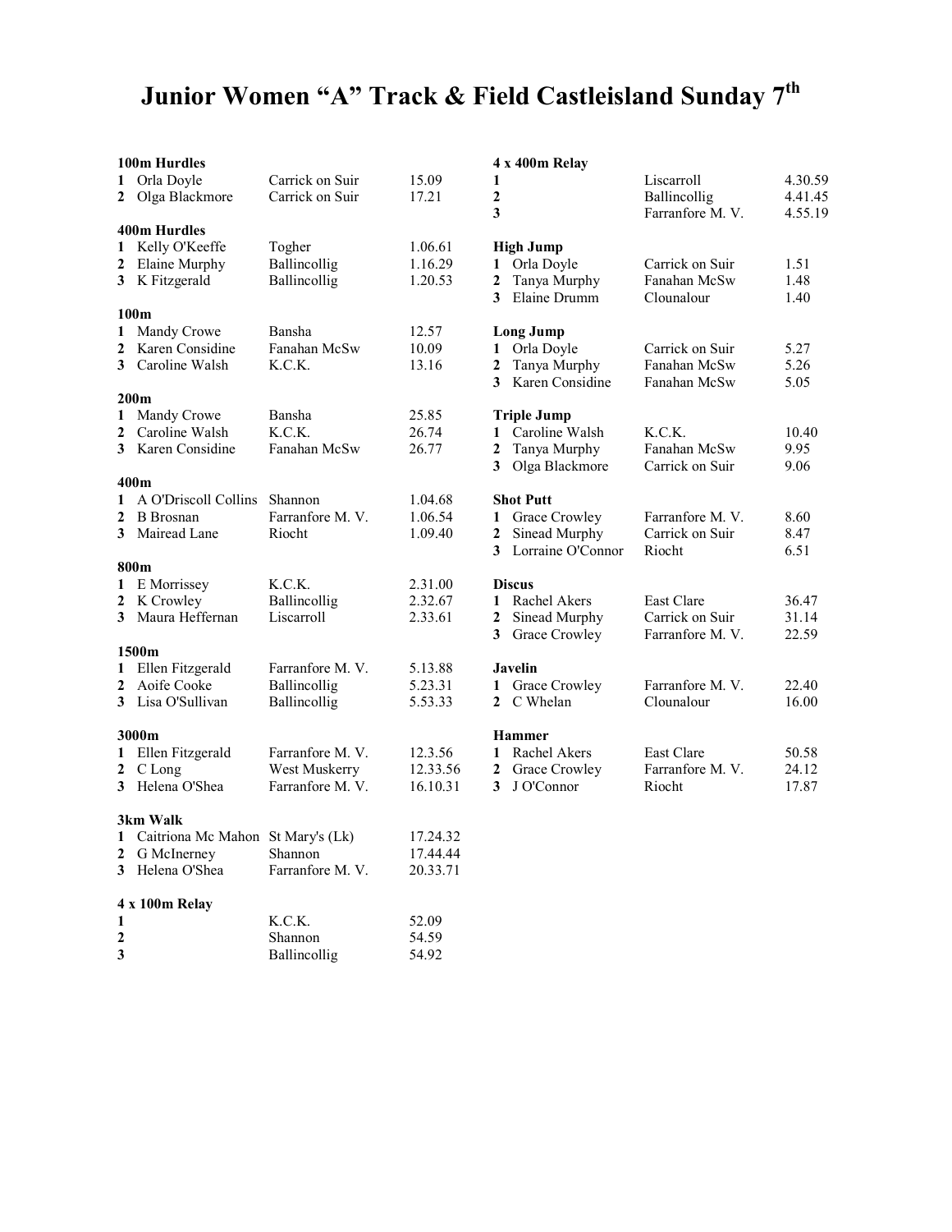# Junior Women "A" Track & Field Castleisland Sunday 7th

### 100m Hurdles

| | | | |
|---|---|---|---|
| 1 | Orla Doyle | Carrick on Suir | 15.09 |
| 2 | Olga Blackmore | Carrick on Suir | 17.21 |

### 400m Hurdles

| | | | |
|---|---|---|---|
| 1 | Kelly O'Keeffe | Togher | 1.06.61 |
| 2 | Elaine Murphy | Ballincollig | 1.16.29 |
| 3 | K Fitzgerald | Ballincollig | 1.20.53 |

### 100m

| | | | |
|---|---|---|---|
| 1 | Mandy Crowe | Bansha | 12.57 |
| 2 | Karen Considine | Fanahan McSw | 10.09 |
| 3 | Caroline Walsh | K.C.K. | 13.16 |

### 200m

| | | | |
|---|---|---|---|
| 1 | Mandy Crowe | Bansha | 25.85 |
| 2 | Caroline Walsh | K.C.K. | 26.74 |
| 3 | Karen Considine | Fanahan McSw | 26.77 |

### 400m

| | | | |
|---|---|---|---|
| 1 | A O'Driscoll Collins | Shannon | 1.04.68 |
| 2 | B Brosnan | Farranfore M. V. | 1.06.54 |
| 3 | Mairead Lane | Riocht | 1.09.40 |

### 800m

| | | | |
|---|---|---|---|
| 1 | E Morrissey | K.C.K. | 2.31.00 |
| 2 | K Crowley | Ballincollig | 2.32.67 |
| 3 | Maura Heffernan | Liscarroll | 2.33.61 |

### 1500m

| | | | |
|---|---|---|---|
| 1 | Ellen Fitzgerald | Farranfore M. V. | 5.13.88 |
| 2 | Aoife Cooke | Ballincollig | 5.23.31 |
| 3 | Lisa O'Sullivan | Ballincollig | 5.53.33 |

### 3000m

| | | | |
|---|---|---|---|
| 1 | Ellen Fitzgerald | Farranfore M. V. | 12.3.56 |
| 2 | C Long | West Muskerry | 12.33.56 |
| 3 | Helena O'Shea | Farranfore M. V. | 16.10.31 |

### 3km Walk

| | | | |
|---|---|---|---|
| 1 | Caitriona Mc Mahon | St Mary's (Lk) | 17.24.32 |
| 2 | G McInerney | Shannon | 17.44.44 |
| 3 | Helena O'Shea | Farranfore M. V. | 20.33.71 |

### 4 x 100m Relay

| | | |
|---|---|---|
| 1 | K.C.K. | 52.09 |
| 2 | Shannon | 54.59 |
| 3 | Ballincollig | 54.92 |

### 4 x 400m Relay

| | | |
|---|---|---|
| 1 | Liscarroll | 4.30.59 |
| 2 | Ballincollig | 4.41.45 |
| 3 | Farranfore M. V. | 4.55.19 |

### High Jump

| | | | |
|---|---|---|---|
| 1 | Orla Doyle | Carrick on Suir | 1.51 |
| 2 | Tanya Murphy | Fanahan McSw | 1.48 |
| 3 | Elaine Drumm | Clounalour | 1.40 |

### Long Jump

| | | | |
|---|---|---|---|
| 1 | Orla Doyle | Carrick on Suir | 5.27 |
| 2 | Tanya Murphy | Fanahan McSw | 5.26 |
| 3 | Karen Considine | Fanahan McSw | 5.05 |

### Triple Jump

| | | | |
|---|---|---|---|
| 1 | Caroline Walsh | K.C.K. | 10.40 |
| 2 | Tanya Murphy | Fanahan McSw | 9.95 |
| 3 | Olga Blackmore | Carrick on Suir | 9.06 |

### Shot Putt

| | | | |
|---|---|---|---|
| 1 | Grace Crowley | Farranfore M. V. | 8.60 |
| 2 | Sinead Murphy | Carrick on Suir | 8.47 |
| 3 | Lorraine O'Connor | Riocht | 6.51 |

### Discus

| | | | |
|---|---|---|---|
| 1 | Rachel Akers | East Clare | 36.47 |
| 2 | Sinead Murphy | Carrick on Suir | 31.14 |
| 3 | Grace Crowley | Farranfore M. V. | 22.59 |

### Javelin

| | | | |
|---|---|---|---|
| 1 | Grace Crowley | Farranfore M. V. | 22.40 |
| 2 | C Whelan | Clounalour | 16.00 |

### Hammer

| | | | |
|---|---|---|---|
| 1 | Rachel Akers | East Clare | 50.58 |
| 2 | Grace Crowley | Farranfore M. V. | 24.12 |
| 3 | J O'Connor | Riocht | 17.87 |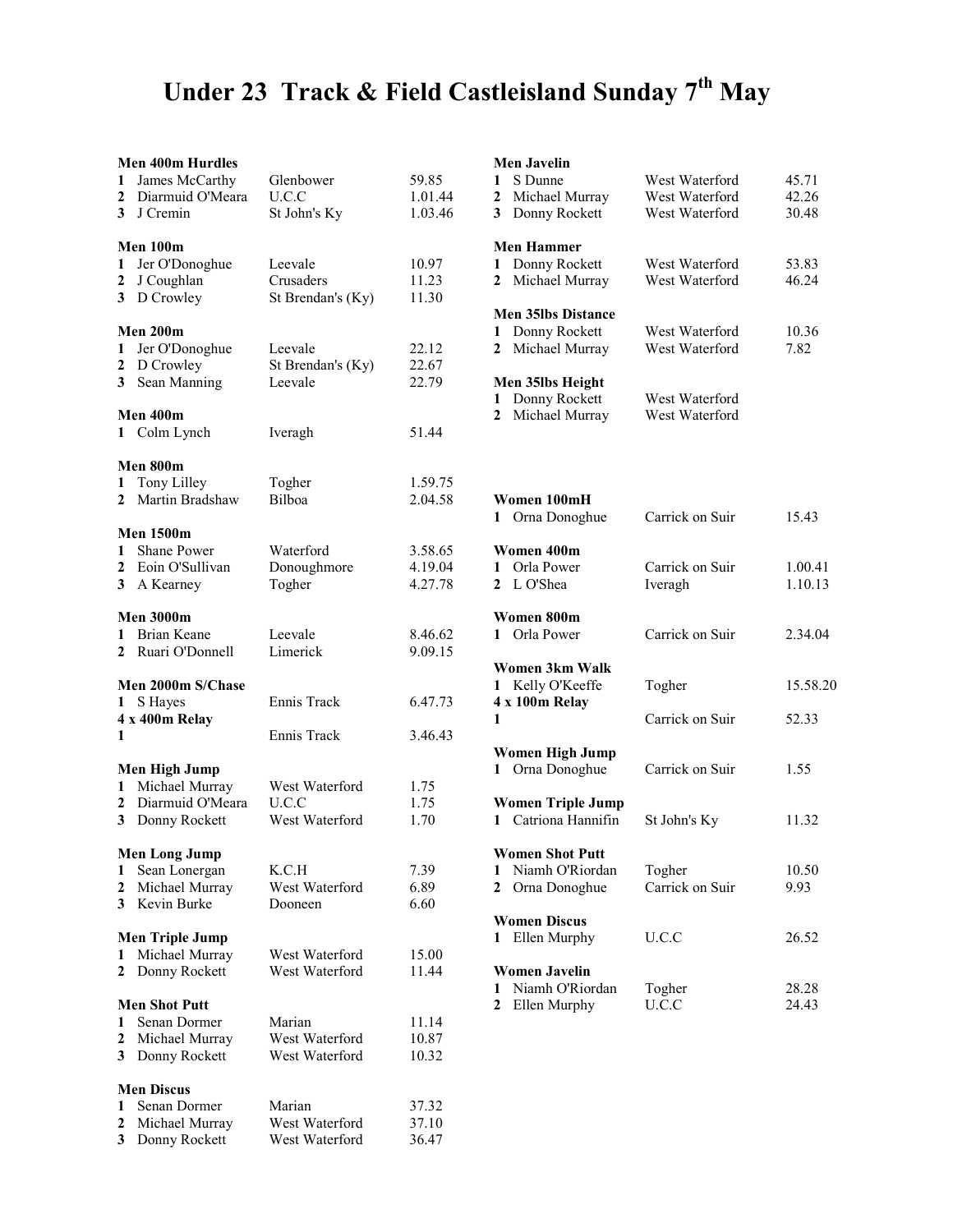# Under 23 Track & Field Castleisland Sunday 7th May

**Men 400m Hurdles**

| | | | |
|---|---|---|---|
| 1 | James McCarthy | Glenbower | 59.85 |
| 2 | Diarmuid O'Meara | U.C.C | 1.01.44 |
| 3 | J Cremin | St John's Ky | 1.03.46 |

**Men 100m**

| | | | |
|---|---|---|---|
| 1 | Jer O'Donoghue | Leevale | 10.97 |
| 2 | J Coughlan | Crusaders | 11.23 |
| 3 | D Crowley | St Brendan's (Ky) | 11.30 |

**Men 200m**

| | | | |
|---|---|---|---|
| 1 | Jer O'Donoghue | Leevale | 22.12 |
| 2 | D Crowley | St Brendan's (Ky) | 22.67 |
| 3 | Sean Manning | Leevale | 22.79 |

**Men 400m**

| | | | |
|---|---|---|---|
| 1 | Colm Lynch | Iveragh | 51.44 |

**Men 800m**

| | | | |
|---|---|---|---|
| 1 | Tony Lilley | Togher | 1.59.75 |
| 2 | Martin Bradshaw | Bilboa | 2.04.58 |

**Men 1500m**

| | | | |
|---|---|---|---|
| 1 | Shane Power | Waterford | 3.58.65 |
| 2 | Eoin O'Sullivan | Donoughmore | 4.19.04 |
| 3 | A Kearney | Togher | 4.27.78 |

**Men 3000m**

| | | | |
|---|---|---|---|
| 1 | Brian Keane | Leevale | 8.46.62 |
| 2 | Ruari O'Donnell | Limerick | 9.09.15 |

**Men 2000m S/Chase**

| | | | |
|---|---|---|---|
| 1 | S Hayes | Ennis Track | 6.47.73 |

**4 x 400m Relay**

| | | | |
|---|---|---|---|
| 1 | | Ennis Track | 3.46.43 |

**Men High Jump**

| | | | |
|---|---|---|---|
| 1 | Michael Murray | West Waterford | 1.75 |
| 2 | Diarmuid O'Meara | U.C.C | 1.75 |
| 3 | Donny Rockett | West Waterford | 1.70 |

**Men Long Jump**

| | | | |
|---|---|---|---|
| 1 | Sean Lonergan | K.C.H | 7.39 |
| 2 | Michael Murray | West Waterford | 6.89 |
| 3 | Kevin Burke | Dooneen | 6.60 |

**Men Triple Jump**

| | | | |
|---|---|---|---|
| 1 | Michael Murray | West Waterford | 15.00 |
| 2 | Donny Rockett | West Waterford | 11.44 |

**Men Shot Putt**

| | | | |
|---|---|---|---|
| 1 | Senan Dormer | Marian | 11.14 |
| 2 | Michael Murray | West Waterford | 10.87 |
| 3 | Donny Rockett | West Waterford | 10.32 |

**Men Discus**

| | | | |
|---|---|---|---|
| 1 | Senan Dormer | Marian | 37.32 |
| 2 | Michael Murray | West Waterford | 37.10 |
| 3 | Donny Rockett | West Waterford | 36.47 |

**Men Javelin**

| | | | |
|---|---|---|---|
| 1 | S Dunne | West Waterford | 45.71 |
| 2 | Michael Murray | West Waterford | 42.26 |
| 3 | Donny Rockett | West Waterford | 30.48 |

**Men Hammer**

| | | | |
|---|---|---|---|
| 1 | Donny Rockett | West Waterford | 53.83 |
| 2 | Michael Murray | West Waterford | 46.24 |

**Men 35lbs Distance**

| | | | |
|---|---|---|---|
| 1 | Donny Rockett | West Waterford | 10.36 |
| 2 | Michael Murray | West Waterford | 7.82 |

**Men 35lbs Height**

| | | | |
|---|---|---|---|
| 1 | Donny Rockett | West Waterford | |
| 2 | Michael Murray | West Waterford | |

**Women 100mH**

| | | | |
|---|---|---|---|
| 1 | Orna Donoghue | Carrick on Suir | 15.43 |

**Women 400m**

| | | | |
|---|---|---|---|
| 1 | Orla Power | Carrick on Suir | 1.00.41 |
| 2 | L O'Shea | Iveragh | 1.10.13 |

**Women 800m**

| | | | |
|---|---|---|---|
| 1 | Orla Power | Carrick on Suir | 2.34.04 |

**Women 3km Walk**

| | | | |
|---|---|---|---|
| 1 | Kelly O'Keeffe | Togher | 15.58.20 |

**4 x 100m Relay**

| | | | |
|---|---|---|---|
| 1 | | Carrick on Suir | 52.33 |

**Women High Jump**

| | | | |
|---|---|---|---|
| 1 | Orna Donoghue | Carrick on Suir | 1.55 |

**Women Triple Jump**

| | | | |
|---|---|---|---|
| 1 | Catriona Hannifin | St John's Ky | 11.32 |

**Women Shot Putt**

| | | | |
|---|---|---|---|
| 1 | Niamh O'Riordan | Togher | 10.50 |
| 2 | Orna Donoghue | Carrick on Suir | 9.93 |

**Women Discus**

| | | | |
|---|---|---|---|
| 1 | Ellen Murphy | U.C.C | 26.52 |

**Women Javelin**

| | | | |
|---|---|---|---|
| 1 | Niamh O'Riordan | Togher | 28.28 |
| 2 | Ellen Murphy | U.C.C | 24.43 |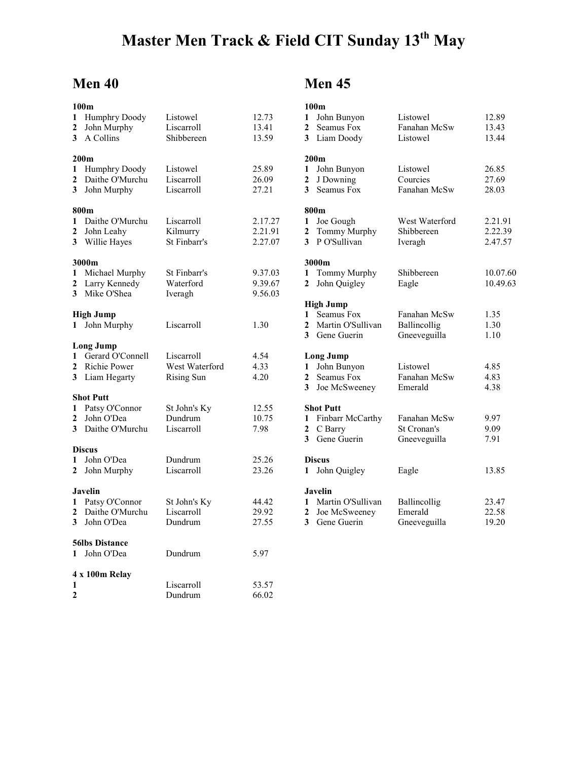# Master Men Track & Field CIT Sunday 13th May

## Men 40

**100m**

| | | | |
|---|---|---|---|
| 1 | Humphry Doody | Listowel | 12.73 |
| 2 | John Murphy | Liscarroll | 13.41 |
| 3 | A Collins | Shibbereen | 13.59 |

**200m**

| | | | |
|---|---|---|---|
| 1 | Humphry Doody | Listowel | 25.89 |
| 2 | Daithe O'Murchu | Liscarroll | 26.09 |
| 3 | John Murphy | Liscarroll | 27.21 |

**800m**

| | | | |
|---|---|---|---|
| 1 | Daithe O'Murchu | Liscarroll | 2.17.27 |
| 2 | John Leahy | Kilmurry | 2.21.91 |
| 3 | Willie Hayes | St Finbarr's | 2.27.07 |

**3000m**

| | | | |
|---|---|---|---|
| 1 | Michael Murphy | St Finbarr's | 9.37.03 |
| 2 | Larry Kennedy | Waterford | 9.39.67 |
| 3 | Mike O'Shea | Iveragh | 9.56.03 |

**High Jump**

| | | | |
|---|---|---|---|
| 1 | John Murphy | Liscarroll | 1.30 |

**Long Jump**

| | | | |
|---|---|---|---|
| 1 | Gerard O'Connell | Liscarroll | 4.54 |
| 2 | Richie Power | West Waterford | 4.33 |
| 3 | Liam Hegarty | Rising Sun | 4.20 |

**Shot Putt**

| | | | |
|---|---|---|---|
| 1 | Patsy O'Connor | St John's Ky | 12.55 |
| 2 | John O'Dea | Dundrum | 10.75 |
| 3 | Daithe O'Murchu | Liscarroll | 7.98 |

**Discus**

| | | | |
|---|---|---|---|
| 1 | John O'Dea | Dundrum | 25.26 |
| 2 | John Murphy | Liscarroll | 23.26 |

**Javelin**

| | | | |
|---|---|---|---|
| 1 | Patsy O'Connor | St John's Ky | 44.42 |
| 2 | Daithe O'Murchu | Liscarroll | 29.92 |
| 3 | John O'Dea | Dundrum | 27.55 |

**56lbs Distance**

| | | | |
|---|---|---|---|
| 1 | John O'Dea | Dundrum | 5.97 |

**4 x 100m Relay**

| | | | |
|---|---|---|---|
| 1 | | Liscarroll | 53.57 |
| 2 | | Dundrum | 66.02 |

## Men 45

**100m**

| | | | |
|---|---|---|---|
| 1 | John Bunyon | Listowel | 12.89 |
| 2 | Seamus Fox | Fanahan McSw | 13.43 |
| 3 | Liam Doody | Listowel | 13.44 |

**200m**

| | | | |
|---|---|---|---|
| 1 | John Bunyon | Listowel | 26.85 |
| 2 | J Downing | Courcies | 27.69 |
| 3 | Seamus Fox | Fanahan McSw | 28.03 |

**800m**

| | | | |
|---|---|---|---|
| 1 | Joe Gough | West Waterford | 2.21.91 |
| 2 | Tommy Murphy | Shibbereen | 2.22.39 |
| 3 | P O'Sullivan | Iveragh | 2.47.57 |

**3000m**

| | | | |
|---|---|---|---|
| 1 | Tommy Murphy | Shibbereen | 10.07.60 |
| 2 | John Quigley | Eagle | 10.49.63 |

**High Jump**

| | | | |
|---|---|---|---|
| 1 | Seamus Fox | Fanahan McSw | 1.35 |
| 2 | Martin O'Sullivan | Ballincollig | 1.30 |
| 3 | Gene Guerin | Gneeveguilla | 1.10 |

**Long Jump**

| | | | |
|---|---|---|---|
| 1 | John Bunyon | Listowel | 4.85 |
| 2 | Seamus Fox | Fanahan McSw | 4.83 |
| 3 | Joe McSweeney | Emerald | 4.38 |

**Shot Putt**

| | | | |
|---|---|---|---|
| 1 | Finbarr McCarthy | Fanahan McSw | 9.97 |
| 2 | C Barry | St Cronan's | 9.09 |
| 3 | Gene Guerin | Gneeveguilla | 7.91 |

**Discus**

| | | | |
|---|---|---|---|
| 1 | John Quigley | Eagle | 13.85 |

**Javelin**

| | | | |
|---|---|---|---|
| 1 | Martin O'Sullivan | Ballincollig | 23.47 |
| 2 | Joe McSweeney | Emerald | 22.58 |
| 3 | Gene Guerin | Gneeveguilla | 19.20 |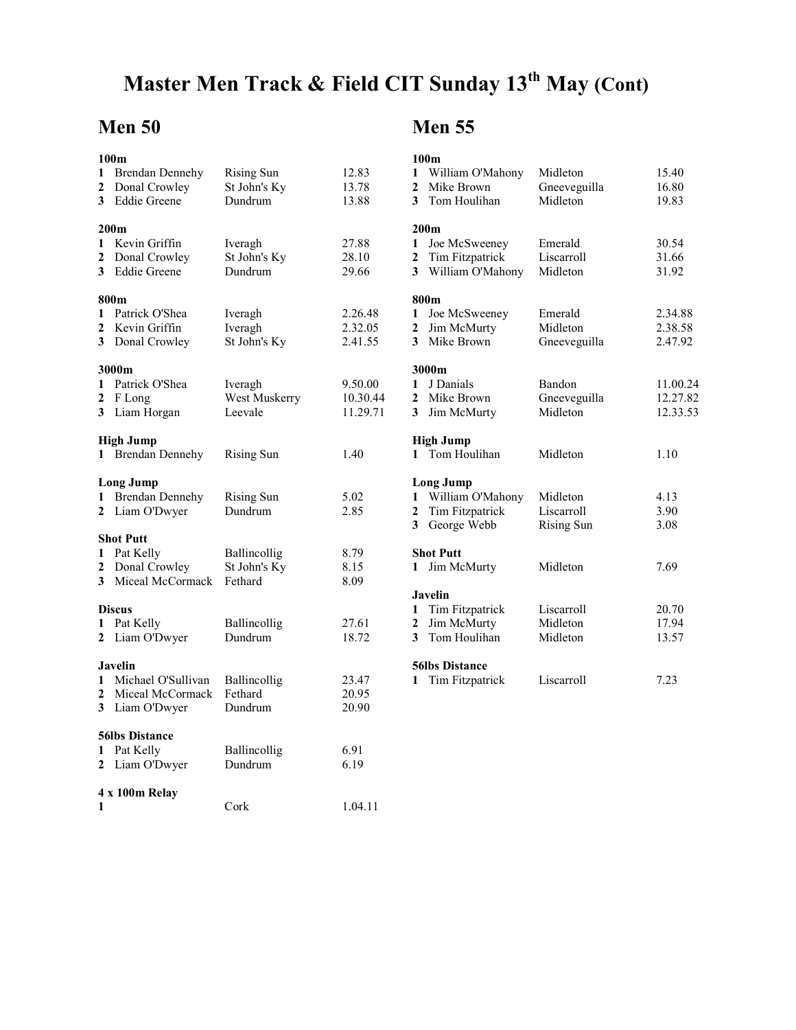# Master Men Track & Field CIT Sunday 13th May (Cont)

## Men 50

**100m**

| | | | |
|---|---|---|---|
| 1 | Brendan Dennehy | Rising Sun | 12.83 |
| 2 | Donal Crowley | St John's Ky | 13.78 |
| 3 | Eddie Greene | Dundrum | 13.88 |

**200m**

| | | | |
|---|---|---|---|
| 1 | Kevin Griffin | Iveragh | 27.88 |
| 2 | Donal Crowley | St John's Ky | 28.10 |
| 3 | Eddie Greene | Dundrum | 29.66 |

**800m**

| | | | |
|---|---|---|---|
| 1 | Patrick O'Shea | Iveragh | 2.26.48 |
| 2 | Kevin Griffin | Iveragh | 2.32.05 |
| 3 | Donal Crowley | St John's Ky | 2.41.55 |

**3000m**

| | | | |
|---|---|---|---|
| 1 | Patrick O'Shea | Iveragh | 9.50.00 |
| 2 | F Long | West Muskerry | 10.30.44 |
| 3 | Liam Horgan | Leevale | 11.29.71 |

**High Jump**

| | | | |
|---|---|---|---|
| 1 | Brendan Dennehy | Rising Sun | 1.40 |

**Long Jump**

| | | | |
|---|---|---|---|
| 1 | Brendan Dennehy | Rising Sun | 5.02 |
| 2 | Liam O'Dwyer | Dundrum | 2.85 |

**Shot Putt**

| | | | |
|---|---|---|---|
| 1 | Pat Kelly | Ballincollig | 8.79 |
| 2 | Donal Crowley | St John's Ky | 8.15 |
| 3 | Miceal McCormack | Fethard | 8.09 |

**Discus**

| | | | |
|---|---|---|---|
| 1 | Pat Kelly | Ballincollig | 27.61 |
| 2 | Liam O'Dwyer | Dundrum | 18.72 |

**Javelin**

| | | | |
|---|---|---|---|
| 1 | Michael O'Sullivan | Ballincollig | 23.47 |
| 2 | Miceal McCormack | Fethard | 20.95 |
| 3 | Liam O'Dwyer | Dundrum | 20.90 |

**56lbs Distance**

| | | | |
|---|---|---|---|
| 1 | Pat Kelly | Ballincollig | 6.91 |
| 2 | Liam O'Dwyer | Dundrum | 6.19 |

**4 x 100m Relay**

| | | | |
|---|---|---|---|
| 1 | | Cork | 1.04.11 |

## Men 55

**100m**

| | | | |
|---|---|---|---|
| 1 | William O'Mahony | Midleton | 15.40 |
| 2 | Mike Brown | Gneeveguilla | 16.80 |
| 3 | Tom Houlihan | Midleton | 19.83 |

**200m**

| | | | |
|---|---|---|---|
| 1 | Joe McSweeney | Emerald | 30.54 |
| 2 | Tim Fitzpatrick | Liscarroll | 31.66 |
| 3 | William O'Mahony | Midleton | 31.92 |

**800m**

| | | | |
|---|---|---|---|
| 1 | Joe McSweeney | Emerald | 2.34.88 |
| 2 | Jim McMurty | Midleton | 2.38.58 |
| 3 | Mike Brown | Gneeveguilla | 2.47.92 |

**3000m**

| | | | |
|---|---|---|---|
| 1 | J Danials | Bandon | 11.00.24 |
| 2 | Mike Brown | Gneeveguilla | 12.27.82 |
| 3 | Jim McMurty | Midleton | 12.33.53 |

**High Jump**

| | | | |
|---|---|---|---|
| 1 | Tom Houlihan | Midleton | 1.10 |

**Long Jump**

| | | | |
|---|---|---|---|
| 1 | William O'Mahony | Midleton | 4.13 |
| 2 | Tim Fitzpatrick | Liscarroll | 3.90 |
| 3 | George Webb | Rising Sun | 3.08 |

**Shot Putt**

| | | | |
|---|---|---|---|
| 1 | Jim McMurty | Midleton | 7.69 |

**Javelin**

| | | | |
|---|---|---|---|
| 1 | Tim Fitzpatrick | Liscarroll | 20.70 |
| 2 | Jim McMurty | Midleton | 17.94 |
| 3 | Tom Houlihan | Midleton | 13.57 |

**56lbs Distance**

| | | | |
|---|---|---|---|
| 1 | Tim Fitzpatrick | Liscarroll | 7.23 |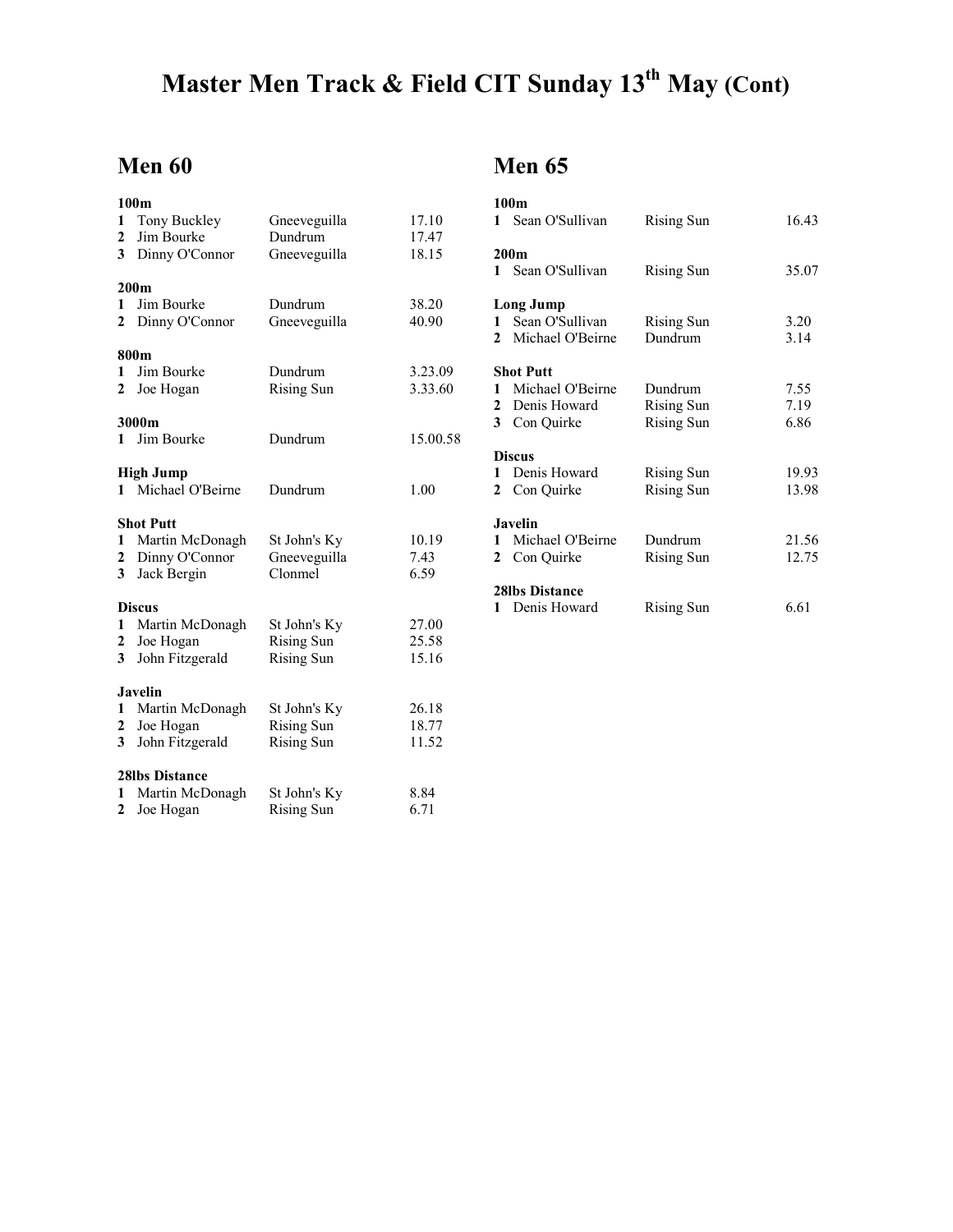# Master Men Track & Field CIT Sunday 13th May (Cont)

## Men 60

### 100m

| | | | |
|---|---|---|---|
| 1 | Tony Buckley | Gneeveguilla | 17.10 |
| 2 | Jim Bourke | Dundrum | 17.47 |
| 3 | Dinny O'Connor | Gneeveguilla | 18.15 |

### 200m

| | | | |
|---|---|---|---|
| 1 | Jim Bourke | Dundrum | 38.20 |
| 2 | Dinny O'Connor | Gneeveguilla | 40.90 |

### 800m

| | | | |
|---|---|---|---|
| 1 | Jim Bourke | Dundrum | 3.23.09 |
| 2 | Joe Hogan | Rising Sun | 3.33.60 |

### 3000m

| | | | |
|---|---|---|---|
| 1 | Jim Bourke | Dundrum | 15.00.58 |

### High Jump

| | | | |
|---|---|---|---|
| 1 | Michael O'Beirne | Dundrum | 1.00 |

### Shot Putt

| | | | |
|---|---|---|---|
| 1 | Martin McDonagh | St John's Ky | 10.19 |
| 2 | Dinny O'Connor | Gneeveguilla | 7.43 |
| 3 | Jack Bergin | Clonmel | 6.59 |

### Discus

| | | | |
|---|---|---|---|
| 1 | Martin McDonagh | St John's Ky | 27.00 |
| 2 | Joe Hogan | Rising Sun | 25.58 |
| 3 | John Fitzgerald | Rising Sun | 15.16 |

### Javelin

| | | | |
|---|---|---|---|
| 1 | Martin McDonagh | St John's Ky | 26.18 |
| 2 | Joe Hogan | Rising Sun | 18.77 |
| 3 | John Fitzgerald | Rising Sun | 11.52 |

### 28lbs Distance

| | | | |
|---|---|---|---|
| 1 | Martin McDonagh | St John's Ky | 8.84 |
| 2 | Joe Hogan | Rising Sun | 6.71 |

## Men 65

### 100m

| | | | |
|---|---|---|---|
| 1 | Sean O'Sullivan | Rising Sun | 16.43 |

### 200m

| | | | |
|---|---|---|---|
| 1 | Sean O'Sullivan | Rising Sun | 35.07 |

### Long Jump

| | | | |
|---|---|---|---|
| 1 | Sean O'Sullivan | Rising Sun | 3.20 |
| 2 | Michael O'Beirne | Dundrum | 3.14 |

### Shot Putt

| | | | |
|---|---|---|---|
| 1 | Michael O'Beirne | Dundrum | 7.55 |
| 2 | Denis Howard | Rising Sun | 7.19 |
| 3 | Con Quirke | Rising Sun | 6.86 |

### Discus

| | | | |
|---|---|---|---|
| 1 | Denis Howard | Rising Sun | 19.93 |
| 2 | Con Quirke | Rising Sun | 13.98 |

### Javelin

| | | | |
|---|---|---|---|
| 1 | Michael O'Beirne | Dundrum | 21.56 |
| 2 | Con Quirke | Rising Sun | 12.75 |

### 28lbs Distance

| | | | |
|---|---|---|---|
| 1 | Denis Howard | Rising Sun | 6.61 |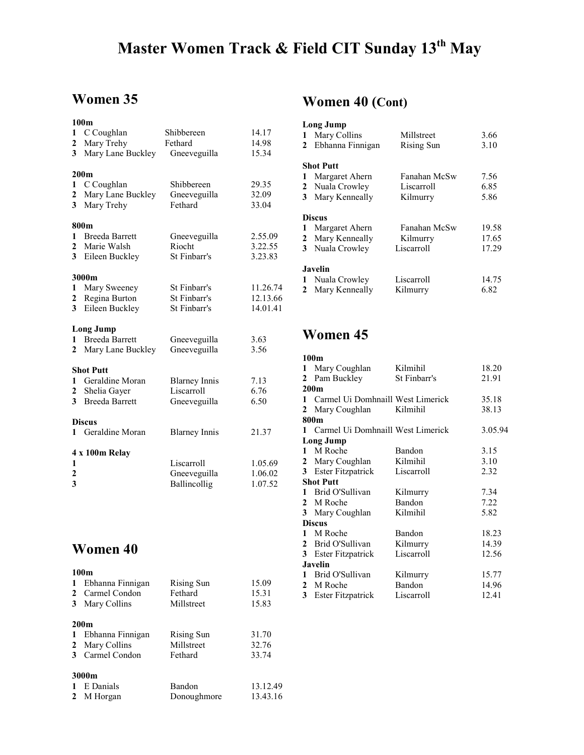# Master Women Track & Field CIT Sunday 13th May

## Women 35

**100m**

| | | | |
|---|---|---|---|
| 1 | C Coughlan | Shibbereen | 14.17 |
| 2 | Mary Trehy | Fethard | 14.98 |
| 3 | Mary Lane Buckley | Gneeveguilla | 15.34 |

**200m**

| | | | |
|---|---|---|---|
| 1 | C Coughlan | Shibbereen | 29.35 |
| 2 | Mary Lane Buckley | Gneeveguilla | 32.09 |
| 3 | Mary Trehy | Fethard | 33.04 |

**800m**

| | | | |
|---|---|---|---|
| 1 | Breeda Barrett | Gneeveguilla | 2.55.09 |
| 2 | Marie Walsh | Riocht | 3.22.55 |
| 3 | Eileen Buckley | St Finbarr's | 3.23.83 |

**3000m**

| | | | |
|---|---|---|---|
| 1 | Mary Sweeney | St Finbarr's | 11.26.74 |
| 2 | Regina Burton | St Finbarr's | 12.13.66 |
| 3 | Eileen Buckley | St Finbarr's | 14.01.41 |

**Long Jump**

| | | | |
|---|---|---|---|
| 1 | Breeda Barrett | Gneeveguilla | 3.63 |
| 2 | Mary Lane Buckley | Gneeveguilla | 3.56 |

**Shot Putt**

| | | | |
|---|---|---|---|
| 1 | Geraldine Moran | Blarney Innis | 7.13 |
| 2 | Shelia Gayer | Liscarroll | 6.76 |
| 3 | Breeda Barrett | Gneeveguilla | 6.50 |

**Discus**

| | | | |
|---|---|---|---|
| 1 | Geraldine Moran | Blarney Innis | 21.37 |

**4 x 100m Relay**

| | | |
|---|---|---|
| 1 | Liscarroll | 1.05.69 |
| 2 | Gneeveguilla | 1.06.02 |
| 3 | Ballincollig | 1.07.52 |

## Women 40

**100m**

| | | | |
|---|---|---|---|
| 1 | Ebhanna Finnigan | Rising Sun | 15.09 |
| 2 | Carmel Condon | Fethard | 15.31 |
| 3 | Mary Collins | Millstreet | 15.83 |

**200m**

| | | | |
|---|---|---|---|
| 1 | Ebhanna Finnigan | Rising Sun | 31.70 |
| 2 | Mary Collins | Millstreet | 32.76 |
| 3 | Carmel Condon | Fethard | 33.74 |

**3000m**

| | | | |
|---|---|---|---|
| 1 | E Danials | Bandon | 13.12.49 |
| 2 | M Horgan | Donoughmore | 13.43.16 |

## Women 40 (Cont)

**Long Jump**

| | | | |
|---|---|---|---|
| 1 | Mary Collins | Millstreet | 3.66 |
| 2 | Ebhanna Finnigan | Rising Sun | 3.10 |

**Shot Putt**

| | | | |
|---|---|---|---|
| 1 | Margaret Ahern | Fanahan McSw | 7.56 |
| 2 | Nuala Crowley | Liscarroll | 6.85 |
| 3 | Mary Kenneally | Kilmurry | 5.86 |

**Discus**

| | | | |
|---|---|---|---|
| 1 | Margaret Ahern | Fanahan McSw | 19.58 |
| 2 | Mary Kenneally | Kilmurry | 17.65 |
| 3 | Nuala Crowley | Liscarroll | 17.29 |

**Javelin**

| | | | |
|---|---|---|---|
| 1 | Nuala Crowley | Liscarroll | 14.75 |
| 2 | Mary Kenneally | Kilmurry | 6.82 |

## Women 45

**100m**

| | | | |
|---|---|---|---|
| 1 | Mary Coughlan | Kilmihil | 18.20 |
| 2 | Pam Buckley | St Finbarr's | 21.91 |

**200m**

| | | | |
|---|---|---|---|
| 1 | Carmel Ui Domhnaill | West Limerick | 35.18 |
| 2 | Mary Coughlan | Kilmihil | 38.13 |

**800m**

| | | | |
|---|---|---|---|
| 1 | Carmel Ui Domhnaill | West Limerick | 3.05.94 |

**Long Jump**

| | | | |
|---|---|---|---|
| 1 | M Roche | Bandon | 3.15 |
| 2 | Mary Coughlan | Kilmihil | 3.10 |
| 3 | Ester Fitzpatrick | Liscarroll | 2.32 |

**Shot Putt**

| | | | |
|---|---|---|---|
| 1 | Brid O'Sullivan | Kilmurry | 7.34 |
| 2 | M Roche | Bandon | 7.22 |
| 3 | Mary Coughlan | Kilmihil | 5.82 |

**Discus**

| | | | |
|---|---|---|---|
| 1 | M Roche | Bandon | 18.23 |
| 2 | Brid O'Sullivan | Kilmurry | 14.39 |
| 3 | Ester Fitzpatrick | Liscarroll | 12.56 |

**Javelin**

| | | | |
|---|---|---|---|
| 1 | Brid O'Sullivan | Kilmurry | 15.77 |
| 2 | M Roche | Bandon | 14.96 |
| 3 | Ester Fitzpatrick | Liscarroll | 12.41 |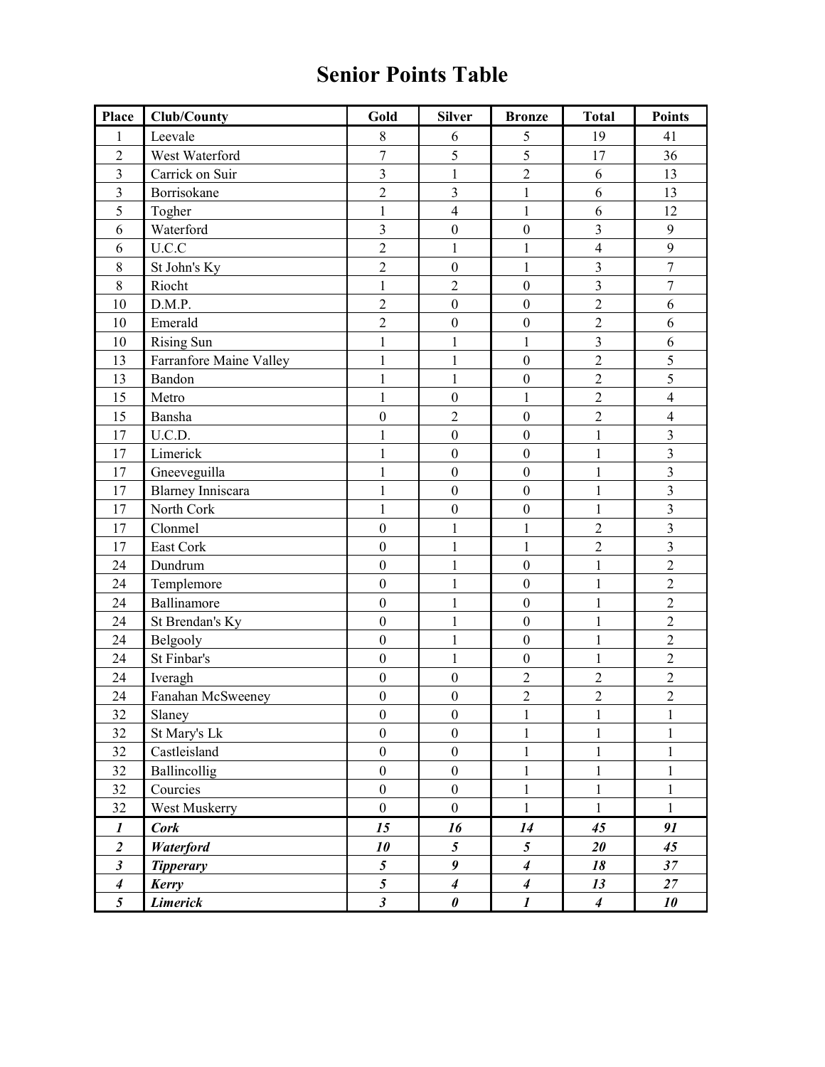# Senior Points Table

| Place | Club/County | Gold | Silver | Bronze | Total | Points |
|---|---|---|---|---|---|---|
| 1 | Leevale | 8 | 6 | 5 | 19 | 41 |
| 2 | West Waterford | 7 | 5 | 5 | 17 | 36 |
| 3 | Carrick on Suir | 3 | 1 | 2 | 6 | 13 |
| 3 | Borrisokane | 2 | 3 | 1 | 6 | 13 |
| 5 | Togher | 1 | 4 | 1 | 6 | 12 |
| 6 | Waterford | 3 | 0 | 0 | 3 | 9 |
| 6 | U.C.C | 2 | 1 | 1 | 4 | 9 |
| 8 | St John's Ky | 2 | 0 | 1 | 3 | 7 |
| 8 | Riocht | 1 | 2 | 0 | 3 | 7 |
| 10 | D.M.P. | 2 | 0 | 0 | 2 | 6 |
| 10 | Emerald | 2 | 0 | 0 | 2 | 6 |
| 10 | Rising Sun | 1 | 1 | 1 | 3 | 6 |
| 13 | Farranfore Maine Valley | 1 | 1 | 0 | 2 | 5 |
| 13 | Bandon | 1 | 1 | 0 | 2 | 5 |
| 15 | Metro | 1 | 0 | 1 | 2 | 4 |
| 15 | Bansha | 0 | 2 | 0 | 2 | 4 |
| 17 | U.C.D. | 1 | 0 | 0 | 1 | 3 |
| 17 | Limerick | 1 | 0 | 0 | 1 | 3 |
| 17 | Gneeveguilla | 1 | 0 | 0 | 1 | 3 |
| 17 | Blarney Inniscara | 1 | 0 | 0 | 1 | 3 |
| 17 | North Cork | 1 | 0 | 0 | 1 | 3 |
| 17 | Clonmel | 0 | 1 | 1 | 2 | 3 |
| 17 | East Cork | 0 | 1 | 1 | 2 | 3 |
| 24 | Dundrum | 0 | 1 | 0 | 1 | 2 |
| 24 | Templemore | 0 | 1 | 0 | 1 | 2 |
| 24 | Ballinamore | 0 | 1 | 0 | 1 | 2 |
| 24 | St Brendan's Ky | 0 | 1 | 0 | 1 | 2 |
| 24 | Belgooly | 0 | 1 | 0 | 1 | 2 |
| 24 | St Finbar's | 0 | 1 | 0 | 1 | 2 |
| 24 | Iveragh | 0 | 0 | 2 | 2 | 2 |
| 24 | Fanahan McSweeney | 0 | 0 | 2 | 2 | 2 |
| 32 | Slaney | 0 | 0 | 1 | 1 | 1 |
| 32 | St Mary's Lk | 0 | 0 | 1 | 1 | 1 |
| 32 | Castleisland | 0 | 0 | 1 | 1 | 1 |
| 32 | Ballincollig | 0 | 0 | 1 | 1 | 1 |
| 32 | Courcies | 0 | 0 | 1 | 1 | 1 |
| 32 | West Muskerry | 0 | 0 | 1 | 1 | 1 |
| ***1*** | ***Cork*** | ***15*** | ***16*** | ***14*** | ***45*** | ***91*** |
| ***2*** | ***Waterford*** | ***10*** | ***5*** | ***5*** | ***20*** | ***45*** |
| ***3*** | ***Tipperary*** | ***5*** | ***9*** | ***4*** | ***18*** | ***37*** |
| ***4*** | ***Kerry*** | ***5*** | ***4*** | ***4*** | ***13*** | ***27*** |
| ***5*** | ***Limerick*** | ***3*** | ***0*** | ***1*** | ***4*** | ***10*** |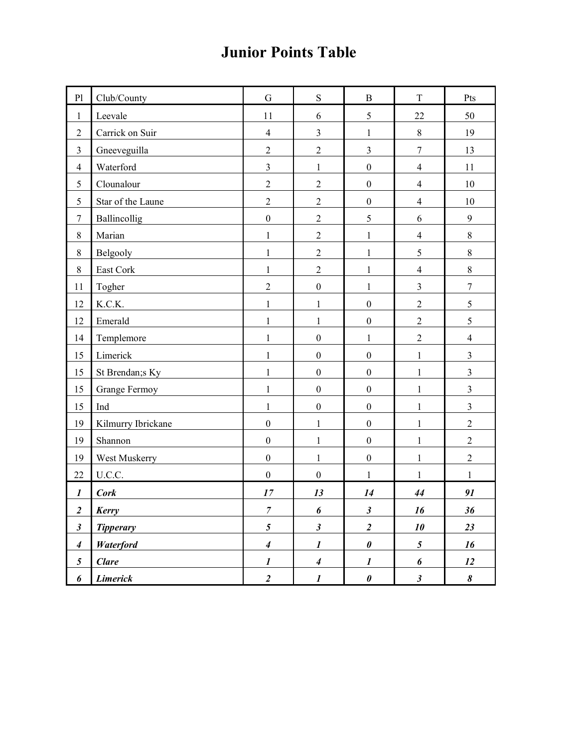# Junior Points Table

| Pl | Club/County | G | S | B | T | Pts |
|---|---|---|---|---|---|---|
| 1 | Leevale | 11 | 6 | 5 | 22 | 50 |
| 2 | Carrick on Suir | 4 | 3 | 1 | 8 | 19 |
| 3 | Gneeveguilla | 2 | 2 | 3 | 7 | 13 |
| 4 | Waterford | 3 | 1 | 0 | 4 | 11 |
| 5 | Clounalour | 2 | 2 | 0 | 4 | 10 |
| 5 | Star of the Laune | 2 | 2 | 0 | 4 | 10 |
| 7 | Ballincollig | 0 | 2 | 5 | 6 | 9 |
| 8 | Marian | 1 | 2 | 1 | 4 | 8 |
| 8 | Belgooly | 1 | 2 | 1 | 5 | 8 |
| 8 | East Cork | 1 | 2 | 1 | 4 | 8 |
| 11 | Togher | 2 | 0 | 1 | 3 | 7 |
| 12 | K.C.K. | 1 | 1 | 0 | 2 | 5 |
| 12 | Emerald | 1 | 1 | 0 | 2 | 5 |
| 14 | Templemore | 1 | 0 | 1 | 2 | 4 |
| 15 | Limerick | 1 | 0 | 0 | 1 | 3 |
| 15 | St Brendan;s Ky | 1 | 0 | 0 | 1 | 3 |
| 15 | Grange Fermoy | 1 | 0 | 0 | 1 | 3 |
| 15 | Ind | 1 | 0 | 0 | 1 | 3 |
| 19 | Kilmurry Ibrickane | 0 | 1 | 0 | 1 | 2 |
| 19 | Shannon | 0 | 1 | 0 | 1 | 2 |
| 19 | West Muskerry | 0 | 1 | 0 | 1 | 2 |
| 22 | U.C.C. | 0 | 0 | 1 | 1 | 1 |
| ***1*** | ***Cork*** | ***17*** | ***13*** | ***14*** | ***44*** | ***91*** |
| ***2*** | ***Kerry*** | ***7*** | ***6*** | ***3*** | ***16*** | ***36*** |
| ***3*** | ***Tipperary*** | ***5*** | ***3*** | ***2*** | ***10*** | ***23*** |
| ***4*** | ***Waterford*** | ***4*** | ***1*** | ***0*** | ***5*** | ***16*** |
| ***5*** | ***Clare*** | ***1*** | ***4*** | ***1*** | ***6*** | ***12*** |
| ***6*** | ***Limerick*** | ***2*** | ***1*** | ***0*** | ***3*** | ***8*** |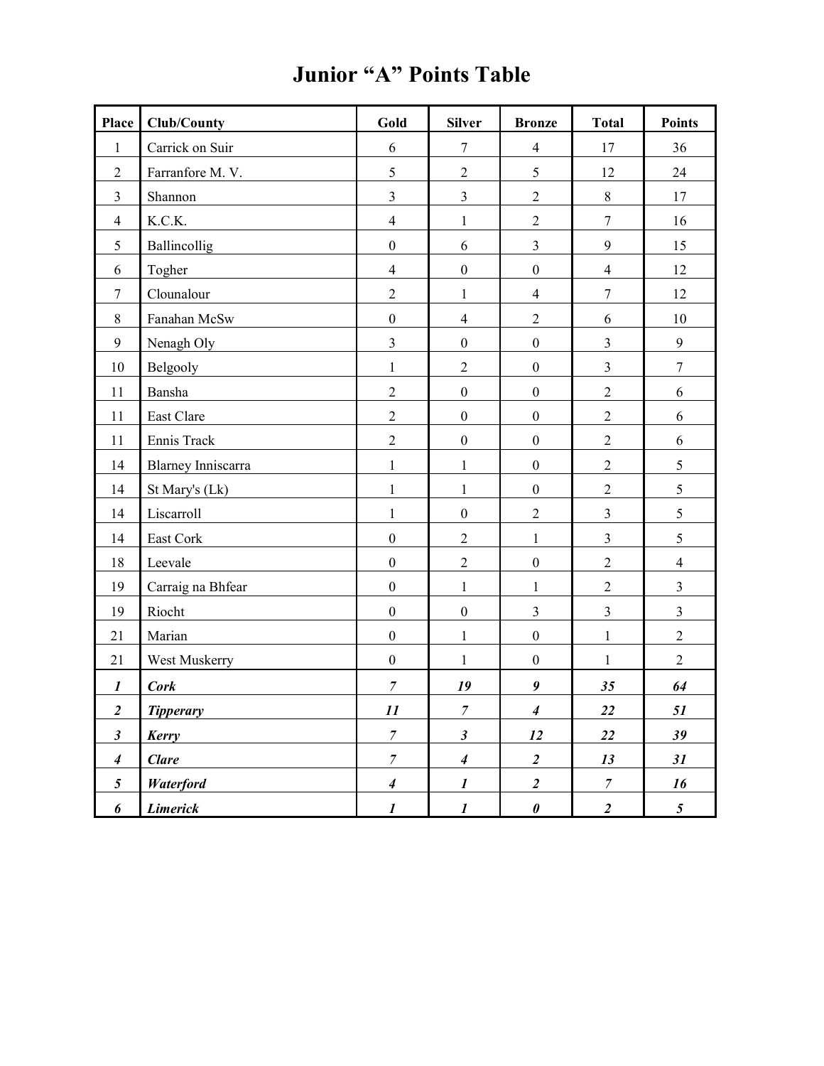# Junior "A" Points Table

| Place | Club/County | Gold | Silver | Bronze | Total | Points |
|---|---|---|---|---|---|---|
| 1 | Carrick on Suir | 6 | 7 | 4 | 17 | 36 |
| 2 | Farranfore M. V. | 5 | 2 | 5 | 12 | 24 |
| 3 | Shannon | 3 | 3 | 2 | 8 | 17 |
| 4 | K.C.K. | 4 | 1 | 2 | 7 | 16 |
| 5 | Ballincollig | 0 | 6 | 3 | 9 | 15 |
| 6 | Togher | 4 | 0 | 0 | 4 | 12 |
| 7 | Clounalour | 2 | 1 | 4 | 7 | 12 |
| 8 | Fanahan McSw | 0 | 4 | 2 | 6 | 10 |
| 9 | Nenagh Oly | 3 | 0 | 0 | 3 | 9 |
| 10 | Belgooly | 1 | 2 | 0 | 3 | 7 |
| 11 | Bansha | 2 | 0 | 0 | 2 | 6 |
| 11 | East Clare | 2 | 0 | 0 | 2 | 6 |
| 11 | Ennis Track | 2 | 0 | 0 | 2 | 6 |
| 14 | Blarney Inniscarra | 1 | 1 | 0 | 2 | 5 |
| 14 | St Mary's (Lk) | 1 | 1 | 0 | 2 | 5 |
| 14 | Liscarroll | 1 | 0 | 2 | 3 | 5 |
| 14 | East Cork | 0 | 2 | 1 | 3 | 5 |
| 18 | Leevale | 0 | 2 | 0 | 2 | 4 |
| 19 | Carraig na Bhfear | 0 | 1 | 1 | 2 | 3 |
| 19 | Riocht | 0 | 0 | 3 | 3 | 3 |
| 21 | Marian | 0 | 1 | 0 | 1 | 2 |
| 21 | West Muskerry | 0 | 1 | 0 | 1 | 2 |
| ***1*** | ***Cork*** | ***7*** | ***19*** | ***9*** | ***35*** | ***64*** |
| ***2*** | ***Tipperary*** | ***11*** | ***7*** | ***4*** | ***22*** | ***51*** |
| ***3*** | ***Kerry*** | ***7*** | ***3*** | ***12*** | ***22*** | ***39*** |
| ***4*** | ***Clare*** | ***7*** | ***4*** | ***2*** | ***13*** | ***31*** |
| ***5*** | ***Waterford*** | ***4*** | ***1*** | ***2*** | ***7*** | ***16*** |
| ***6*** | ***Limerick*** | ***1*** | ***1*** | ***0*** | ***2*** | ***5*** |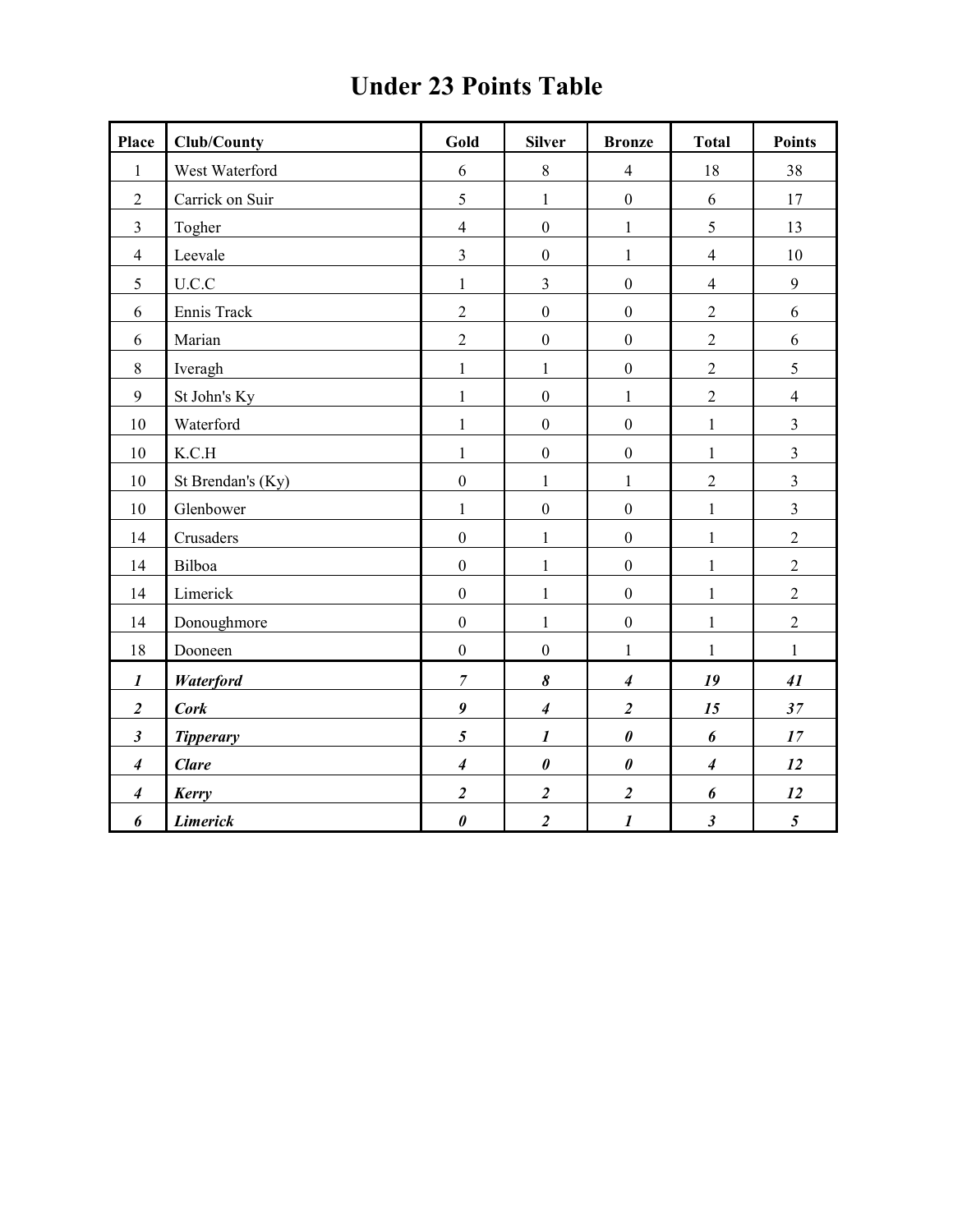# Under 23 Points Table

| Place | Club/County | Gold | Silver | Bronze | Total | Points |
|---|---|---|---|---|---|---|
| 1 | West Waterford | 6 | 8 | 4 | 18 | 38 |
| 2 | Carrick on Suir | 5 | 1 | 0 | 6 | 17 |
| 3 | Togher | 4 | 0 | 1 | 5 | 13 |
| 4 | Leevale | 3 | 0 | 1 | 4 | 10 |
| 5 | U.C.C | 1 | 3 | 0 | 4 | 9 |
| 6 | Ennis Track | 2 | 0 | 0 | 2 | 6 |
| 6 | Marian | 2 | 0 | 0 | 2 | 6 |
| 8 | Iveragh | 1 | 1 | 0 | 2 | 5 |
| 9 | St John's Ky | 1 | 0 | 1 | 2 | 4 |
| 10 | Waterford | 1 | 0 | 0 | 1 | 3 |
| 10 | K.C.H | 1 | 0 | 0 | 1 | 3 |
| 10 | St Brendan's (Ky) | 0 | 1 | 1 | 2 | 3 |
| 10 | Glenbower | 1 | 0 | 0 | 1 | 3 |
| 14 | Crusaders | 0 | 1 | 0 | 1 | 2 |
| 14 | Bilboa | 0 | 1 | 0 | 1 | 2 |
| 14 | Limerick | 0 | 1 | 0 | 1 | 2 |
| 14 | Donoughmore | 0 | 1 | 0 | 1 | 2 |
| 18 | Dooneen | 0 | 0 | 1 | 1 | 1 |
| ***1*** | ***Waterford*** | ***7*** | ***8*** | ***4*** | ***19*** | ***41*** |
| ***2*** | ***Cork*** | ***9*** | ***4*** | ***2*** | ***15*** | ***37*** |
| ***3*** | ***Tipperary*** | ***5*** | ***1*** | ***0*** | ***6*** | ***17*** |
| ***4*** | ***Clare*** | ***4*** | ***0*** | ***0*** | ***4*** | ***12*** |
| ***4*** | ***Kerry*** | ***2*** | ***2*** | ***2*** | ***6*** | ***12*** |
| ***6*** | ***Limerick*** | ***0*** | ***2*** | ***1*** | ***3*** | ***5*** |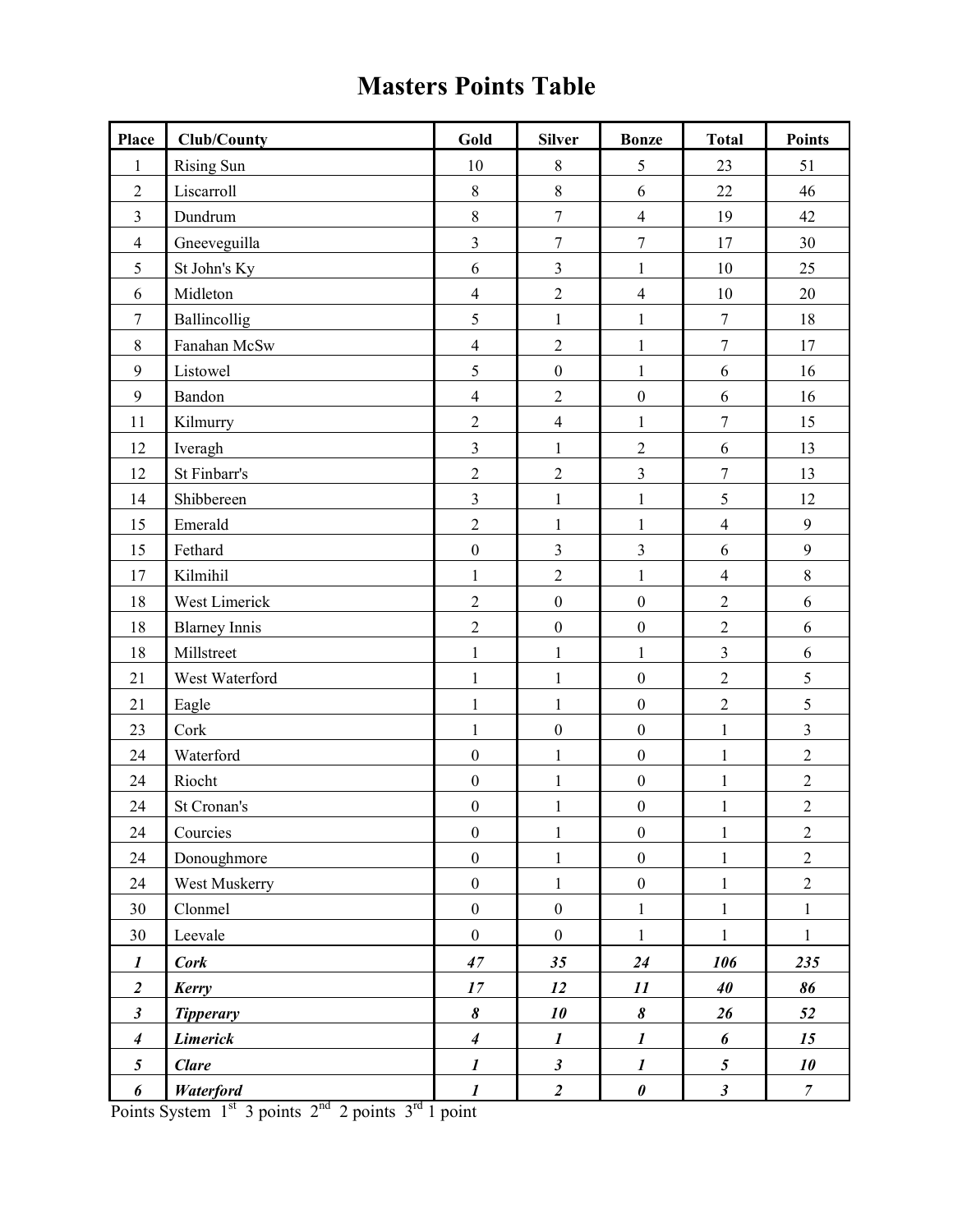# Masters Points Table

| Place | Club/County | Gold | Silver | Bonze | Total | Points |
|---|---|---|---|---|---|---|
| 1 | Rising Sun | 10 | 8 | 5 | 23 | 51 |
| 2 | Liscarroll | 8 | 8 | 6 | 22 | 46 |
| 3 | Dundrum | 8 | 7 | 4 | 19 | 42 |
| 4 | Gneeveguilla | 3 | 7 | 7 | 17 | 30 |
| 5 | St John's Ky | 6 | 3 | 1 | 10 | 25 |
| 6 | Midleton | 4 | 2 | 4 | 10 | 20 |
| 7 | Ballincollig | 5 | 1 | 1 | 7 | 18 |
| 8 | Fanahan McSw | 4 | 2 | 1 | 7 | 17 |
| 9 | Listowel | 5 | 0 | 1 | 6 | 16 |
| 9 | Bandon | 4 | 2 | 0 | 6 | 16 |
| 11 | Kilmurry | 2 | 4 | 1 | 7 | 15 |
| 12 | Iveragh | 3 | 1 | 2 | 6 | 13 |
| 12 | St Finbarr's | 2 | 2 | 3 | 7 | 13 |
| 14 | Shibbereen | 3 | 1 | 1 | 5 | 12 |
| 15 | Emerald | 2 | 1 | 1 | 4 | 9 |
| 15 | Fethard | 0 | 3 | 3 | 6 | 9 |
| 17 | Kilmihil | 1 | 2 | 1 | 4 | 8 |
| 18 | West Limerick | 2 | 0 | 0 | 2 | 6 |
| 18 | Blarney Innis | 2 | 0 | 0 | 2 | 6 |
| 18 | Millstreet | 1 | 1 | 1 | 3 | 6 |
| 21 | West Waterford | 1 | 1 | 0 | 2 | 5 |
| 21 | Eagle | 1 | 1 | 0 | 2 | 5 |
| 23 | Cork | 1 | 0 | 0 | 1 | 3 |
| 24 | Waterford | 0 | 1 | 0 | 1 | 2 |
| 24 | Riocht | 0 | 1 | 0 | 1 | 2 |
| 24 | St Cronan's | 0 | 1 | 0 | 1 | 2 |
| 24 | Courcies | 0 | 1 | 0 | 1 | 2 |
| 24 | Donoughmore | 0 | 1 | 0 | 1 | 2 |
| 24 | West Muskerry | 0 | 1 | 0 | 1 | 2 |
| 30 | Clonmel | 0 | 0 | 1 | 1 | 1 |
| 30 | Leevale | 0 | 0 | 1 | 1 | 1 |
| ***1*** | ***Cork*** | ***47*** | ***35*** | ***24*** | ***106*** | ***235*** |
| ***2*** | ***Kerry*** | ***17*** | ***12*** | ***11*** | ***40*** | ***86*** |
| ***3*** | ***Tipperary*** | ***8*** | ***10*** | ***8*** | ***26*** | ***52*** |
| ***4*** | ***Limerick*** | ***4*** | ***1*** | ***1*** | ***6*** | ***15*** |
| ***5*** | ***Clare*** | ***1*** | ***3*** | ***1*** | ***5*** | ***10*** |
| ***6*** | ***Waterford*** | ***1*** | ***2*** | ***0*** | ***3*** | ***7*** |

Points System 1st 3 points 2nd 2 points 3rd 1 point